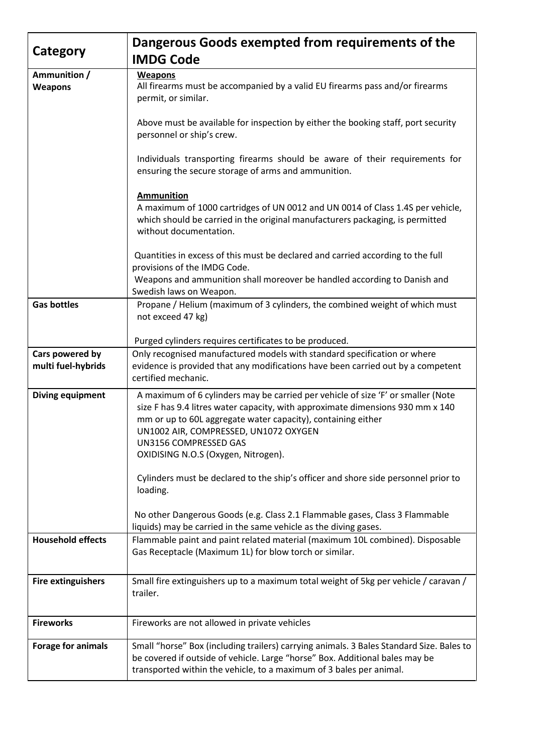| Category | Dangerous Goods exempted from requirements of the IMDG Code |
|---|---|
| **Ammunition / Weapons** | **Weapons**<br>All firearms must be accompanied by a valid EU firearms pass and/or firearms permit, or similar.<br><br>Above must be available for inspection by either the booking staff, port security personnel or ship's crew.<br><br>Individuals transporting firearms should be aware of their requirements for ensuring the secure storage of arms and ammunition.<br><br>**Ammunition**<br>A maximum of 1000 cartridges of UN 0012 and UN 0014 of Class 1.4S per vehicle, which should be carried in the original manufacturers packaging, is permitted without documentation.<br><br>Quantities in excess of this must be declared and carried according to the full provisions of the IMDG Code.<br>Weapons and ammunition shall moreover be handled according to Danish and Swedish laws on Weapon. |
| **Gas bottles** | Propane / Helium (maximum of 3 cylinders, the combined weight of which must not exceed 47 kg)<br><br>Purged cylinders requires certificates to be produced. |
| **Cars powered by multi fuel-hybrids** | Only recognised manufactured models with standard specification or where evidence is provided that any modifications have been carried out by a competent certified mechanic. |
| **Diving equipment** | A maximum of 6 cylinders may be carried per vehicle of size 'F' or smaller (Note size F has 9.4 litres water capacity, with approximate dimensions 930 mm x 140 mm or up to 60L aggregate water capacity), containing either<br>UN1002 AIR, COMPRESSED, UN1072 OXYGEN<br>UN3156 COMPRESSED GAS<br>OXIDISING N.O.S (Oxygen, Nitrogen).<br><br>Cylinders must be declared to the ship's officer and shore side personnel prior to loading.<br><br>No other Dangerous Goods (e.g. Class 2.1 Flammable gases, Class 3 Flammable liquids) may be carried in the same vehicle as the diving gases. |
| **Household effects** | Flammable paint and paint related material (maximum 10L combined). Disposable Gas Receptacle (Maximum 1L) for blow torch or similar. |
| **Fire extinguishers** | Small fire extinguishers up to a maximum total weight of 5kg per vehicle / caravan / trailer. |
| **Fireworks** | Fireworks are not allowed in private vehicles |
| **Forage for animals** | Small "horse" Box (including trailers) carrying animals. 3 Bales Standard Size. Bales to be covered if outside of vehicle. Large "horse" Box. Additional bales may be transported within the vehicle, to a maximum of 3 bales per animal. |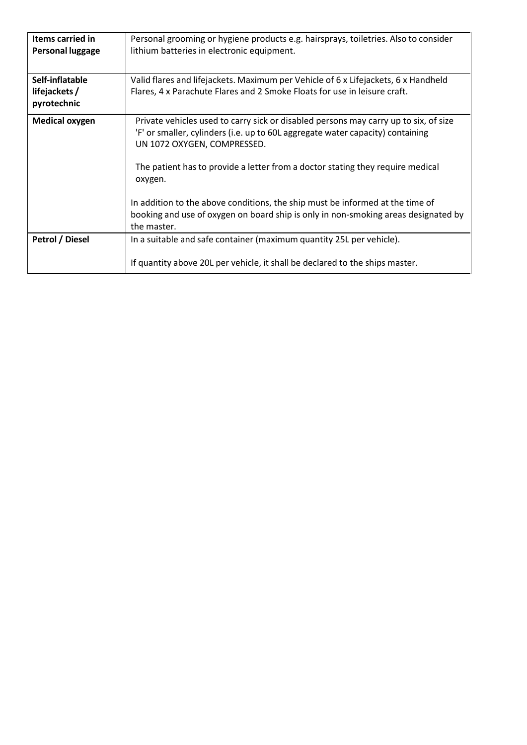| | |
|---|---|
| **Items carried in Personal luggage** | Personal grooming or hygiene products e.g. hairsprays, toiletries. Also to consider lithium batteries in electronic equipment. |
| **Self-inflatable lifejackets / pyrotechnic** | Valid flares and lifejackets. Maximum per Vehicle of 6 x Lifejackets, 6 x Handheld Flares, 4 x Parachute Flares and 2 Smoke Floats for use in leisure craft. |
| **Medical oxygen** | Private vehicles used to carry sick or disabled persons may carry up to six, of size 'F' or smaller, cylinders (i.e. up to 60L aggregate water capacity) containing UN 1072 OXYGEN, COMPRESSED.<br><br>The patient has to provide a letter from a doctor stating they require medical oxygen.<br><br>In addition to the above conditions, the ship must be informed at the time of booking and use of oxygen on board ship is only in non-smoking areas designated by the master. |
| **Petrol / Diesel** | In a suitable and safe container (maximum quantity 25L per vehicle).<br><br>If quantity above 20L per vehicle, it shall be declared to the ships master. |